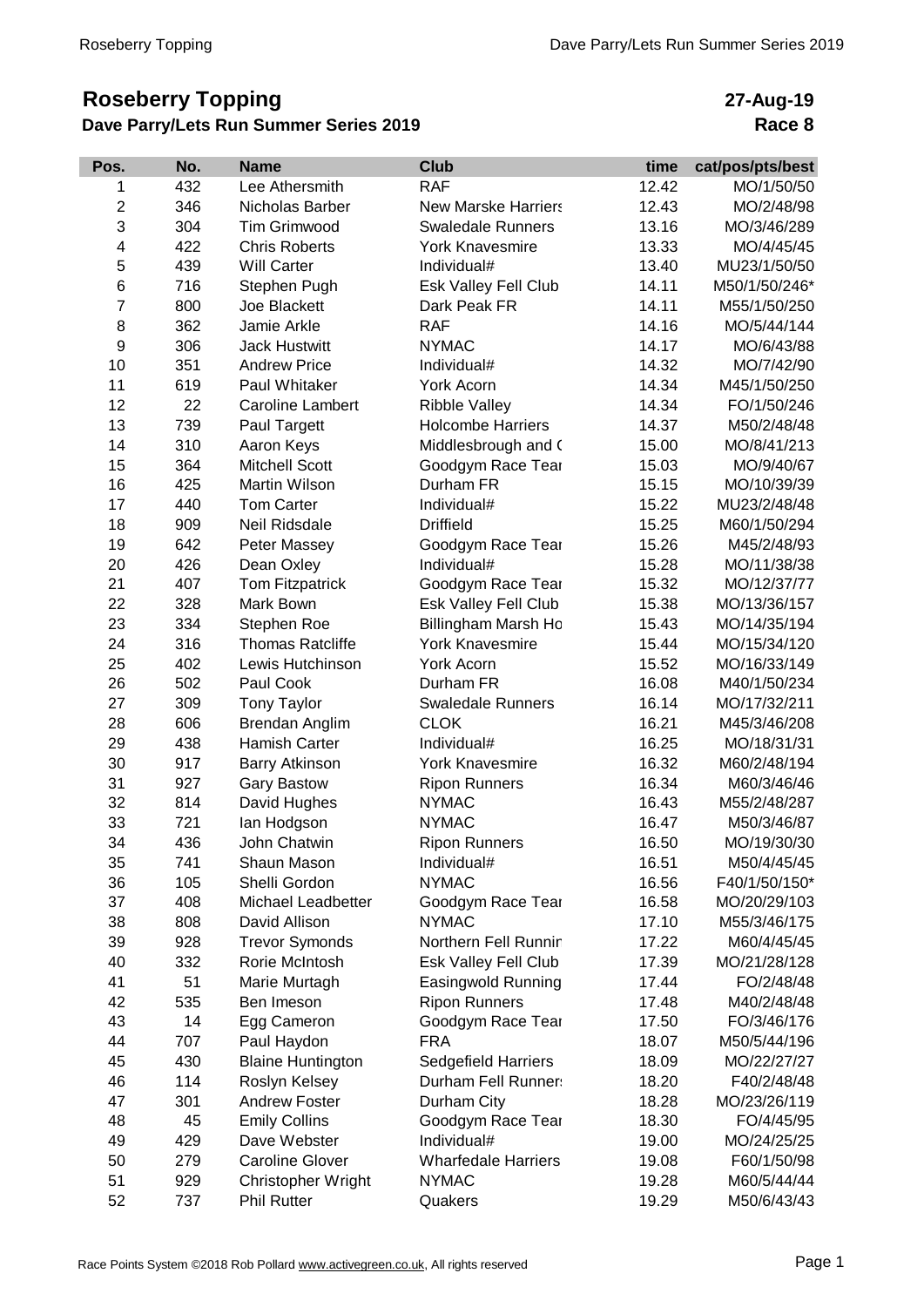# Roseberry Topping

## Dave Parry/Lets Run Summer Series 2019

**27-Aug-19**

**Race 8**

| Pos. | No. | Name | Club | time | cat/pos/pts/best |
|---|---|---|---|---|---|
| 1 | 432 | Lee Athersmith | RAF | 12.42 | MO/1/50/50 |
| 2 | 346 | Nicholas Barber | New Marske Harriers | 12.43 | MO/2/48/98 |
| 3 | 304 | Tim Grimwood | Swaledale Runners | 13.16 | MO/3/46/289 |
| 4 | 422 | Chris Roberts | York Knavesmire | 13.33 | MO/4/45/45 |
| 5 | 439 | Will Carter | Individual# | 13.40 | MU23/1/50/50 |
| 6 | 716 | Stephen Pugh | Esk Valley Fell Club | 14.11 | M50/1/50/246* |
| 7 | 800 | Joe Blackett | Dark Peak FR | 14.11 | M55/1/50/250 |
| 8 | 362 | Jamie Arkle | RAF | 14.16 | MO/5/44/144 |
| 9 | 306 | Jack Hustwitt | NYMAC | 14.17 | MO/6/43/88 |
| 10 | 351 | Andrew Price | Individual# | 14.32 | MO/7/42/90 |
| 11 | 619 | Paul Whitaker | York Acorn | 14.34 | M45/1/50/250 |
| 12 | 22 | Caroline Lambert | Ribble Valley | 14.34 | FO/1/50/246 |
| 13 | 739 | Paul Targett | Holcombe Harriers | 14.37 | M50/2/48/48 |
| 14 | 310 | Aaron Keys | Middlesbrough and ( | 15.00 | MO/8/41/213 |
| 15 | 364 | Mitchell Scott | Goodgym Race Tear | 15.03 | MO/9/40/67 |
| 16 | 425 | Martin Wilson | Durham FR | 15.15 | MO/10/39/39 |
| 17 | 440 | Tom Carter | Individual# | 15.22 | MU23/2/48/48 |
| 18 | 909 | Neil Ridsdale | Driffield | 15.25 | M60/1/50/294 |
| 19 | 642 | Peter Massey | Goodgym Race Tear | 15.26 | M45/2/48/93 |
| 20 | 426 | Dean Oxley | Individual# | 15.28 | MO/11/38/38 |
| 21 | 407 | Tom Fitzpatrick | Goodgym Race Tear | 15.32 | MO/12/37/77 |
| 22 | 328 | Mark Bown | Esk Valley Fell Club | 15.38 | MO/13/36/157 |
| 23 | 334 | Stephen Roe | Billingham Marsh Ho | 15.43 | MO/14/35/194 |
| 24 | 316 | Thomas Ratcliffe | York Knavesmire | 15.44 | MO/15/34/120 |
| 25 | 402 | Lewis Hutchinson | York Acorn | 15.52 | MO/16/33/149 |
| 26 | 502 | Paul Cook | Durham FR | 16.08 | M40/1/50/234 |
| 27 | 309 | Tony Taylor | Swaledale Runners | 16.14 | MO/17/32/211 |
| 28 | 606 | Brendan Anglim | CLOK | 16.21 | M45/3/46/208 |
| 29 | 438 | Hamish Carter | Individual# | 16.25 | MO/18/31/31 |
| 30 | 917 | Barry Atkinson | York Knavesmire | 16.32 | M60/2/48/194 |
| 31 | 927 | Gary Bastow | Ripon Runners | 16.34 | M60/3/46/46 |
| 32 | 814 | David Hughes | NYMAC | 16.43 | M55/2/48/287 |
| 33 | 721 | Ian Hodgson | NYMAC | 16.47 | M50/3/46/87 |
| 34 | 436 | John Chatwin | Ripon Runners | 16.50 | MO/19/30/30 |
| 35 | 741 | Shaun Mason | Individual# | 16.51 | M50/4/45/45 |
| 36 | 105 | Shelli Gordon | NYMAC | 16.56 | F40/1/50/150* |
| 37 | 408 | Michael Leadbetter | Goodgym Race Tear | 16.58 | MO/20/29/103 |
| 38 | 808 | David Allison | NYMAC | 17.10 | M55/3/46/175 |
| 39 | 928 | Trevor Symonds | Northern Fell Runnir | 17.22 | M60/4/45/45 |
| 40 | 332 | Rorie McIntosh | Esk Valley Fell Club | 17.39 | MO/21/28/128 |
| 41 | 51 | Marie Murtagh | Easingwold Running | 17.44 | FO/2/48/48 |
| 42 | 535 | Ben Imeson | Ripon Runners | 17.48 | M40/2/48/48 |
| 43 | 14 | Egg Cameron | Goodgym Race Tear | 17.50 | FO/3/46/176 |
| 44 | 707 | Paul Haydon | FRA | 18.07 | M50/5/44/196 |
| 45 | 430 | Blaine Huntington | Sedgefield Harriers | 18.09 | MO/22/27/27 |
| 46 | 114 | Roslyn Kelsey | Durham Fell Runner: | 18.20 | F40/2/48/48 |
| 47 | 301 | Andrew Foster | Durham City | 18.28 | MO/23/26/119 |
| 48 | 45 | Emily Collins | Goodgym Race Tear | 18.30 | FO/4/45/95 |
| 49 | 429 | Dave Webster | Individual# | 19.00 | MO/24/25/25 |
| 50 | 279 | Caroline Glover | Wharfedale Harriers | 19.08 | F60/1/50/98 |
| 51 | 929 | Christopher Wright | NYMAC | 19.28 | M60/5/44/44 |
| 52 | 737 | Phil Rutter | Quakers | 19.29 | M50/6/43/43 |

Race Points System ©2018 Rob Pollard www.activegreen.co.uk, All rights reserved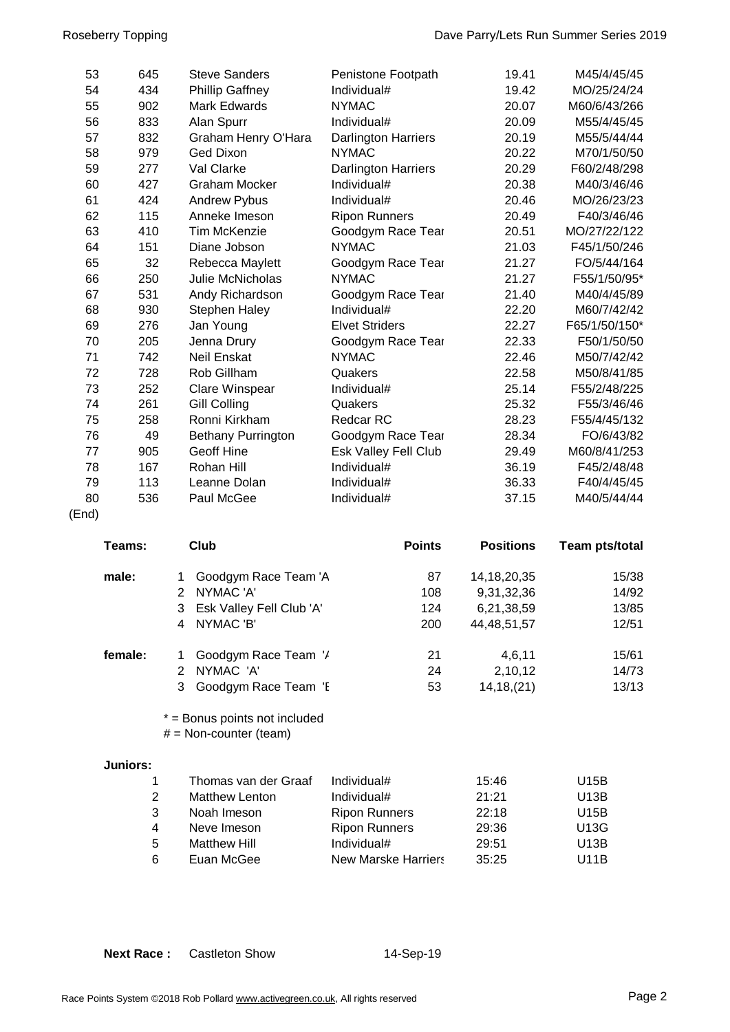| | | | | | |
|---|---|---|---|---|---|
| 53 | 645 | Steve Sanders | Penistone Footpath | 19.41 | M45/4/45/45 |
| 54 | 434 | Phillip Gaffney | Individual# | 19.42 | MO/25/24/24 |
| 55 | 902 | Mark Edwards | NYMAC | 20.07 | M60/6/43/266 |
| 56 | 833 | Alan Spurr | Individual# | 20.09 | M55/4/45/45 |
| 57 | 832 | Graham Henry O'Hara | Darlington Harriers | 20.19 | M55/5/44/44 |
| 58 | 979 | Ged Dixon | NYMAC | 20.22 | M70/1/50/50 |
| 59 | 277 | Val Clarke | Darlington Harriers | 20.29 | F60/2/48/298 |
| 60 | 427 | Graham Mocker | Individual# | 20.38 | M40/3/46/46 |
| 61 | 424 | Andrew Pybus | Individual# | 20.46 | MO/26/23/23 |
| 62 | 115 | Anneke Imeson | Ripon Runners | 20.49 | F40/3/46/46 |
| 63 | 410 | Tim McKenzie | Goodgym Race Tear | 20.51 | MO/27/22/122 |
| 64 | 151 | Diane Jobson | NYMAC | 21.03 | F45/1/50/246 |
| 65 | 32 | Rebecca Maylett | Goodgym Race Tear | 21.27 | FO/5/44/164 |
| 66 | 250 | Julie McNicholas | NYMAC | 21.27 | F55/1/50/95* |
| 67 | 531 | Andy Richardson | Goodgym Race Tear | 21.40 | M40/4/45/89 |
| 68 | 930 | Stephen Haley | Individual# | 22.20 | M60/7/42/42 |
| 69 | 276 | Jan Young | Elvet Striders | 22.27 | F65/1/50/150* |
| 70 | 205 | Jenna Drury | Goodgym Race Tear | 22.33 | F50/1/50/50 |
| 71 | 742 | Neil Enskat | NYMAC | 22.46 | M50/7/42/42 |
| 72 | 728 | Rob Gillham | Quakers | 22.58 | M50/8/41/85 |
| 73 | 252 | Clare Winspear | Individual# | 25.14 | F55/2/48/225 |
| 74 | 261 | Gill Colling | Quakers | 25.32 | F55/3/46/46 |
| 75 | 258 | Ronni Kirkham | Redcar RC | 28.23 | F55/4/45/132 |
| 76 | 49 | Bethany Purrington | Goodgym Race Tear | 28.34 | FO/6/43/82 |
| 77 | 905 | Geoff Hine | Esk Valley Fell Club | 29.49 | M60/8/41/253 |
| 78 | 167 | Rohan Hill | Individual# | 36.19 | F45/2/48/48 |
| 79 | 113 | Leanne Dolan | Individual# | 36.33 | F40/4/45/45 |
| 80 | 536 | Paul McGee | Individual# | 37.15 | M40/5/44/44 |

(End)

| Teams: | | Club | Points | Positions | Team pts/total |
|---|---|---|---|---|---|
| male: | 1 | Goodgym Race Team 'A | 87 | 14,18,20,35 | 15/38 |
| | 2 | NYMAC 'A' | 108 | 9,31,32,36 | 14/92 |
| | 3 | Esk Valley Fell Club 'A' | 124 | 6,21,38,59 | 13/85 |
| | 4 | NYMAC 'B' | 200 | 44,48,51,57 | 12/51 |
| female: | 1 | Goodgym Race Team '/ | 21 | 4,6,11 | 15/61 |
| | 2 | NYMAC 'A' | 24 | 2,10,12 | 14/73 |
| | 3 | Goodgym Race Team 'I | 53 | 14,18,(21) | 13/13 |

* = Bonus points not included
# = Non-counter (team)

**Juniors:**

| | | | | |
|---|---|---|---|---|
| 1 | Thomas van der Graaf | Individual# | 15:46 | U15B |
| 2 | Matthew Lenton | Individual# | 21:21 | U13B |
| 3 | Noah Imeson | Ripon Runners | 22:18 | U15B |
| 4 | Neve Imeson | Ripon Runners | 29:36 | U13G |
| 5 | Matthew Hill | Individual# | 29:51 | U13B |
| 6 | Euan McGee | New Marske Harriers | 35:25 | U11B |

**Next Race :** Castleton Show 14-Sep-19